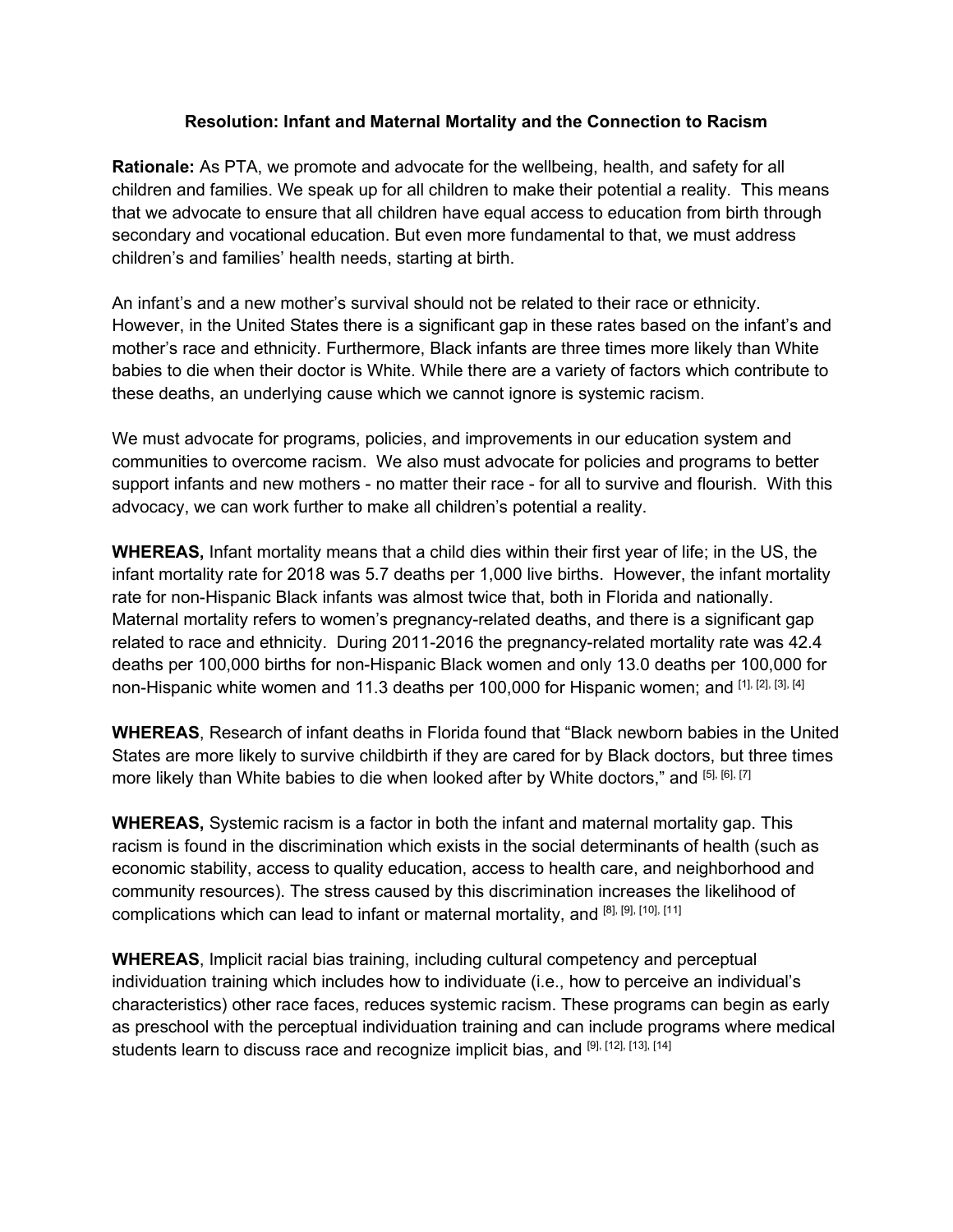**Resolution: Infant and Maternal Mortality and the Connection to Racism**

**Rationale:** As PTA, we promote and advocate for the wellbeing, health, and safety for all children and families. We speak up for all children to make their potential a reality. This means that we advocate to ensure that all children have equal access to education from birth through secondary and vocational education. But even more fundamental to that, we must address children's and families' health needs, starting at birth.

An infant's and a new mother's survival should not be related to their race or ethnicity. However, in the United States there is a significant gap in these rates based on the infant's and mother's race and ethnicity. Furthermore, Black infants are three times more likely than White babies to die when their doctor is White. While there are a variety of factors which contribute to these deaths, an underlying cause which we cannot ignore is systemic racism.

We must advocate for programs, policies, and improvements in our education system and communities to overcome racism. We also must advocate for policies and programs to better support infants and new mothers - no matter their race - for all to survive and flourish. With this advocacy, we can work further to make all children's potential a reality.

**WHEREAS,** Infant mortality means that a child dies within their first year of life; in the US, the infant mortality rate for 2018 was 5.7 deaths per 1,000 live births. However, the infant mortality rate for non-Hispanic Black infants was almost twice that, both in Florida and nationally. Maternal mortality refers to women's pregnancy-related deaths, and there is a significant gap related to race and ethnicity. During 2011-2016 the pregnancy-related mortality rate was 42.4 deaths per 100,000 births for non-Hispanic Black women and only 13.0 deaths per 100,000 for non-Hispanic white women and 11.3 deaths per 100,000 for Hispanic women; and [1], [2], [3], [4]

**WHEREAS**, Research of infant deaths in Florida found that "Black newborn babies in the United States are more likely to survive childbirth if they are cared for by Black doctors, but three times more likely than White babies to die when looked after by White doctors," and [5], [6], [7]

**WHEREAS,** Systemic racism is a factor in both the infant and maternal mortality gap. This racism is found in the discrimination which exists in the social determinants of health (such as economic stability, access to quality education, access to health care, and neighborhood and community resources). The stress caused by this discrimination increases the likelihood of complications which can lead to infant or maternal mortality, and [8], [9], [10], [11]

**WHEREAS**, Implicit racial bias training, including cultural competency and perceptual individuation training which includes how to individuate (i.e., how to perceive an individual's characteristics) other race faces, reduces systemic racism. These programs can begin as early as preschool with the perceptual individuation training and can include programs where medical students learn to discuss race and recognize implicit bias, and [9], [12], [13], [14]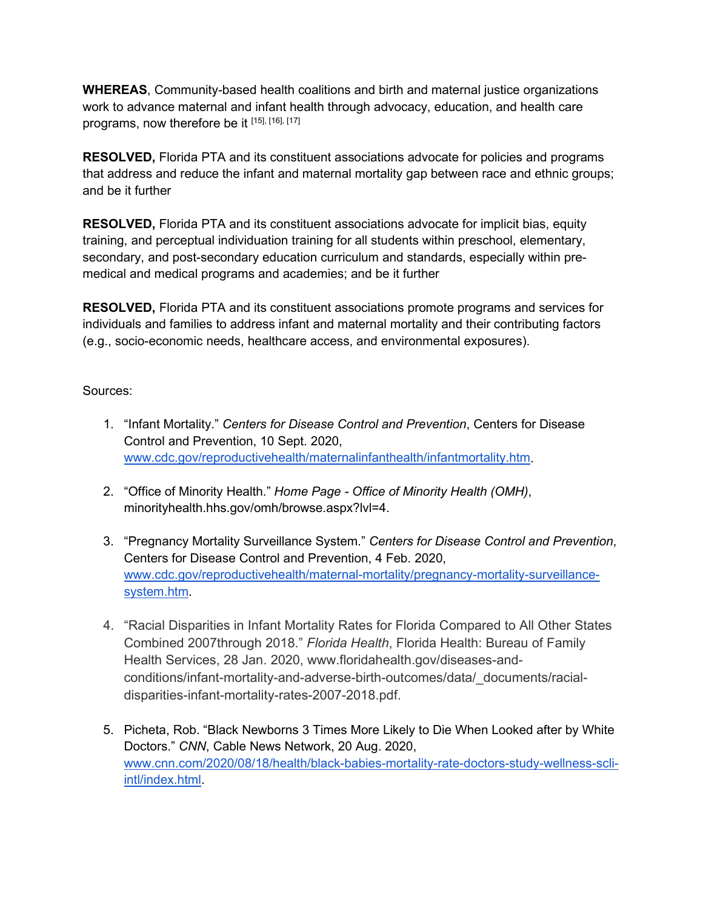**WHEREAS**, Community-based health coalitions and birth and maternal justice organizations work to advance maternal and infant health through advocacy, education, and health care programs, now therefore be it [15], [16], [17]

**RESOLVED,** Florida PTA and its constituent associations advocate for policies and programs that address and reduce the infant and maternal mortality gap between race and ethnic groups; and be it further

**RESOLVED,** Florida PTA and its constituent associations advocate for implicit bias, equity training, and perceptual individuation training for all students within preschool, elementary, secondary, and post-secondary education curriculum and standards, especially within pre-medical and medical programs and academies; and be it further

**RESOLVED,** Florida PTA and its constituent associations promote programs and services for individuals and families to address infant and maternal mortality and their contributing factors (e.g., socio-economic needs, healthcare access, and environmental exposures).

Sources:

1. "Infant Mortality." *Centers for Disease Control and Prevention*, Centers for Disease Control and Prevention, 10 Sept. 2020, [www.cdc.gov/reproductivehealth/maternalinfanthealth/infantmortality.htm](www.cdc.gov/reproductivehealth/maternalinfanthealth/infantmortality.htm).

2. "Office of Minority Health." *Home Page - Office of Minority Health (OMH)*, minorityhealth.hhs.gov/omh/browse.aspx?lvl=4.

3. "Pregnancy Mortality Surveillance System." *Centers for Disease Control and Prevention*, Centers for Disease Control and Prevention, 4 Feb. 2020, [www.cdc.gov/reproductivehealth/maternal-mortality/pregnancy-mortality-surveillance-system.htm](www.cdc.gov/reproductivehealth/maternal-mortality/pregnancy-mortality-surveillance-system.htm).

4. "Racial Disparities in Infant Mortality Rates for Florida Compared to All Other States Combined 2007through 2018." *Florida Health*, Florida Health: Bureau of Family Health Services, 28 Jan. 2020, www.floridahealth.gov/diseases-and-conditions/infant-mortality-and-adverse-birth-outcomes/data/_documents/racial-disparities-infant-mortality-rates-2007-2018.pdf.

5. Picheta, Rob. "Black Newborns 3 Times More Likely to Die When Looked after by White Doctors." *CNN*, Cable News Network, 20 Aug. 2020, [www.cnn.com/2020/08/18/health/black-babies-mortality-rate-doctors-study-wellness-scli-intl/index.html](www.cnn.com/2020/08/18/health/black-babies-mortality-rate-doctors-study-wellness-scli-intl/index.html).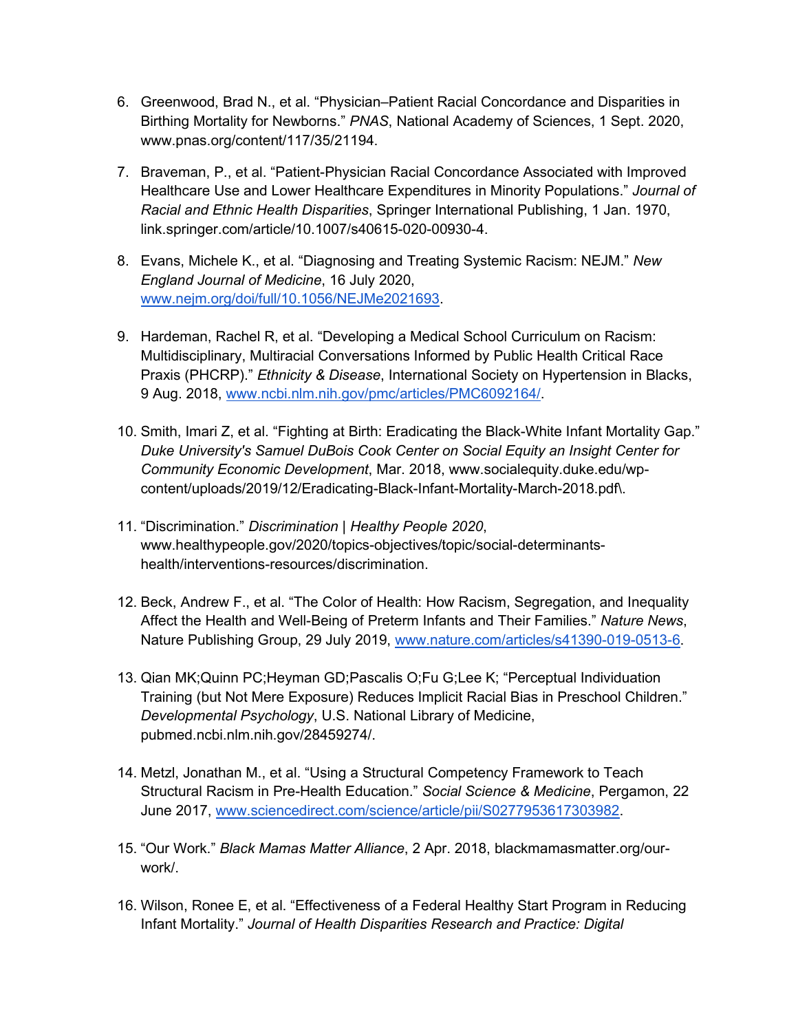6. Greenwood, Brad N., et al. "Physician–Patient Racial Concordance and Disparities in Birthing Mortality for Newborns." *PNAS*, National Academy of Sciences, 1 Sept. 2020, www.pnas.org/content/117/35/21194.

7. Braveman, P., et al. "Patient-Physician Racial Concordance Associated with Improved Healthcare Use and Lower Healthcare Expenditures in Minority Populations." *Journal of Racial and Ethnic Health Disparities*, Springer International Publishing, 1 Jan. 1970, link.springer.com/article/10.1007/s40615-020-00930-4.

8. Evans, Michele K., et al. "Diagnosing and Treating Systemic Racism: NEJM." *New England Journal of Medicine*, 16 July 2020, [www.nejm.org/doi/full/10.1056/NEJMe2021693](www.nejm.org/doi/full/10.1056/NEJMe2021693).

9. Hardeman, Rachel R, et al. "Developing a Medical School Curriculum on Racism: Multidisciplinary, Multiracial Conversations Informed by Public Health Critical Race Praxis (PHCRP)." *Ethnicity & Disease*, International Society on Hypertension in Blacks, 9 Aug. 2018, [www.ncbi.nlm.nih.gov/pmc/articles/PMC6092164/](www.ncbi.nlm.nih.gov/pmc/articles/PMC6092164/).

10. Smith, Imari Z, et al. "Fighting at Birth: Eradicating the Black-White Infant Mortality Gap." *Duke University's Samuel DuBois Cook Center on Social Equity an Insight Center for Community Economic Development*, Mar. 2018, www.socialequity.duke.edu/wp-content/uploads/2019/12/Eradicating-Black-Infant-Mortality-March-2018.pdf\.

11. "Discrimination." *Discrimination | Healthy People 2020*, www.healthypeople.gov/2020/topics-objectives/topic/social-determinants-health/interventions-resources/discrimination.

12. Beck, Andrew F., et al. "The Color of Health: How Racism, Segregation, and Inequality Affect the Health and Well-Being of Preterm Infants and Their Families." *Nature News*, Nature Publishing Group, 29 July 2019, [www.nature.com/articles/s41390-019-0513-6](www.nature.com/articles/s41390-019-0513-6).

13. Qian MK;Quinn PC;Heyman GD;Pascalis O;Fu G;Lee K; "Perceptual Individuation Training (but Not Mere Exposure) Reduces Implicit Racial Bias in Preschool Children." *Developmental Psychology*, U.S. National Library of Medicine, pubmed.ncbi.nlm.nih.gov/28459274/.

14. Metzl, Jonathan M., et al. "Using a Structural Competency Framework to Teach Structural Racism in Pre-Health Education." *Social Science & Medicine*, Pergamon, 22 June 2017, [www.sciencedirect.com/science/article/pii/S0277953617303982](www.sciencedirect.com/science/article/pii/S0277953617303982).

15. "Our Work." *Black Mamas Matter Alliance*, 2 Apr. 2018, blackmamasmatter.org/our-work/.

16. Wilson, Ronee E, et al. "Effectiveness of a Federal Healthy Start Program in Reducing Infant Mortality." *Journal of Health Disparities Research and Practice: Digital*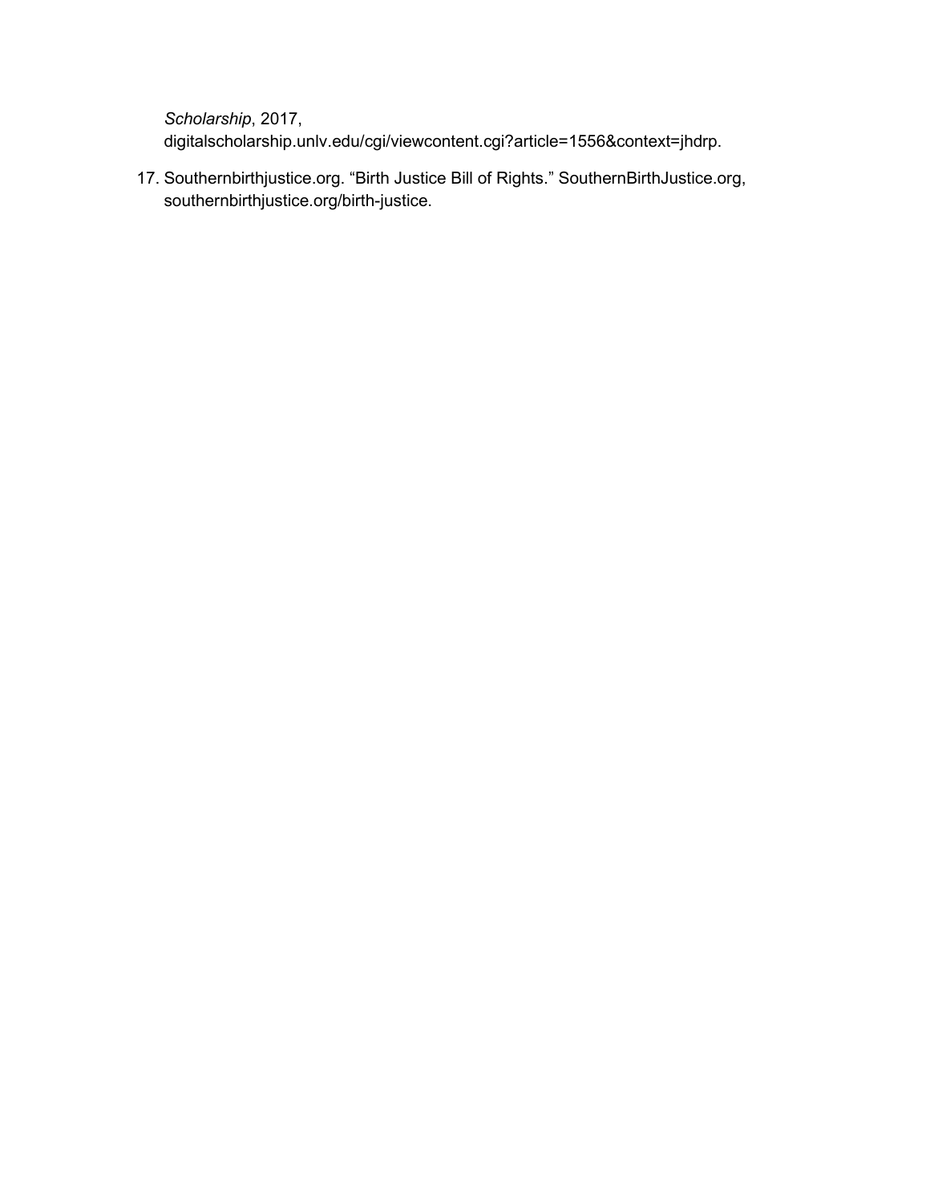*Scholarship*, 2017, digitalscholarship.unlv.edu/cgi/viewcontent.cgi?article=1556&context=jhdrp.

17. Southernbirthjustice.org. "Birth Justice Bill of Rights." SouthernBirthJustice.org, southernbirthjustice.org/birth-justice.